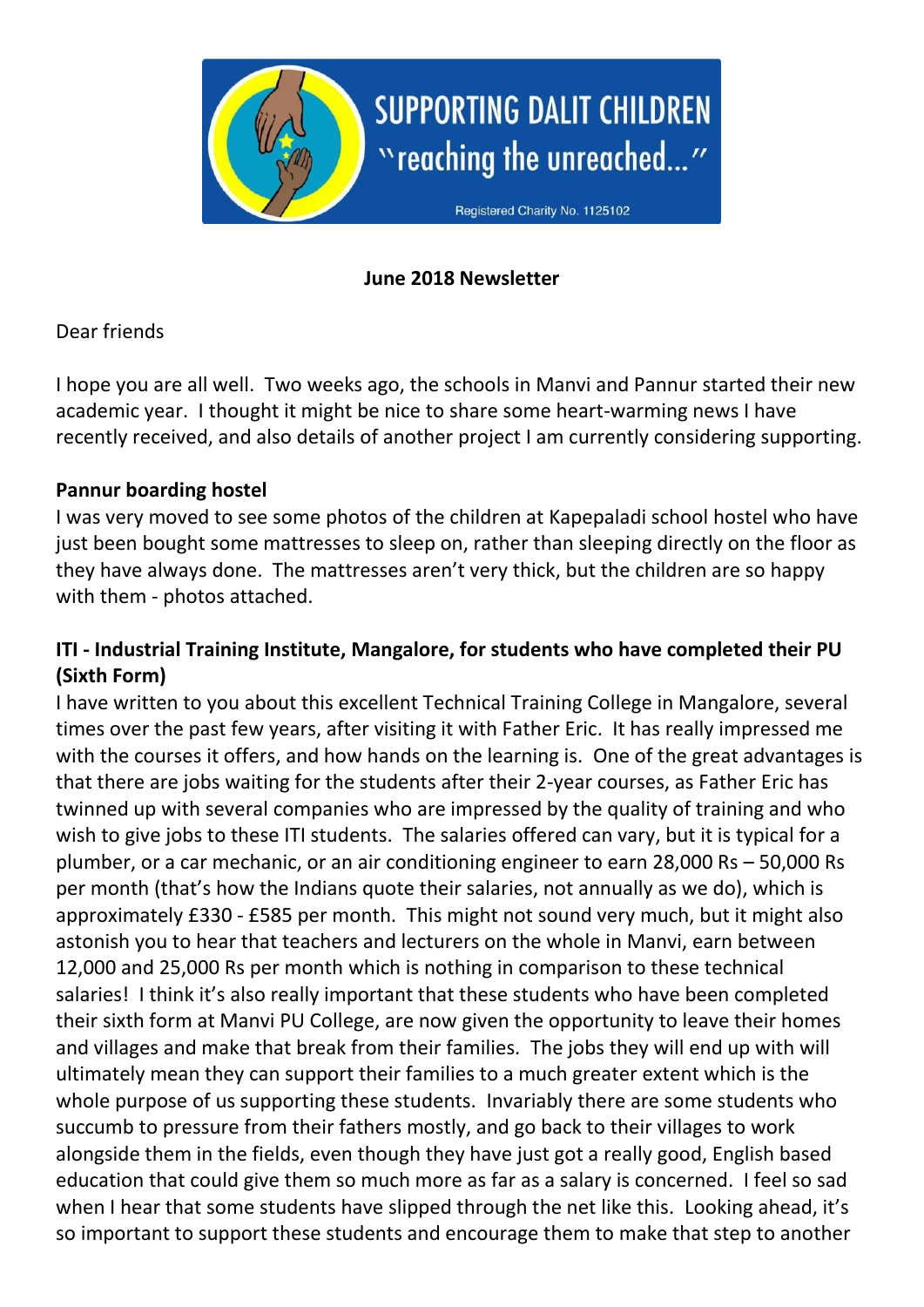SUPPORTING DALIT CHILDREN
"reaching the unreached..."
Registered Charity No. 1125102

**June 2018 Newsletter**

Dear friends

I hope you are all well. Two weeks ago, the schools in Manvi and Pannur started their new academic year. I thought it might be nice to share some heart-warming news I have recently received, and also details of another project I am currently considering supporting.

**Pannur boarding hostel**

I was very moved to see some photos of the children at Kapepaladi school hostel who have just been bought some mattresses to sleep on, rather than sleeping directly on the floor as they have always done. The mattresses aren't very thick, but the children are so happy with them - photos attached.

**ITI - Industrial Training Institute, Mangalore, for students who have completed their PU (Sixth Form)**

I have written to you about this excellent Technical Training College in Mangalore, several times over the past few years, after visiting it with Father Eric. It has really impressed me with the courses it offers, and how hands on the learning is. One of the great advantages is that there are jobs waiting for the students after their 2-year courses, as Father Eric has twinned up with several companies who are impressed by the quality of training and who wish to give jobs to these ITI students. The salaries offered can vary, but it is typical for a plumber, or a car mechanic, or an air conditioning engineer to earn 28,000 Rs – 50,000 Rs per month (that's how the Indians quote their salaries, not annually as we do), which is approximately £330 - £585 per month. This might not sound very much, but it might also astonish you to hear that teachers and lecturers on the whole in Manvi, earn between 12,000 and 25,000 Rs per month which is nothing in comparison to these technical salaries! I think it's also really important that these students who have been completed their sixth form at Manvi PU College, are now given the opportunity to leave their homes and villages and make that break from their families. The jobs they will end up with will ultimately mean they can support their families to a much greater extent which is the whole purpose of us supporting these students. Invariably there are some students who succumb to pressure from their fathers mostly, and go back to their villages to work alongside them in the fields, even though they have just got a really good, English based education that could give them so much more as far as a salary is concerned. I feel so sad when I hear that some students have slipped through the net like this. Looking ahead, it's so important to support these students and encourage them to make that step to another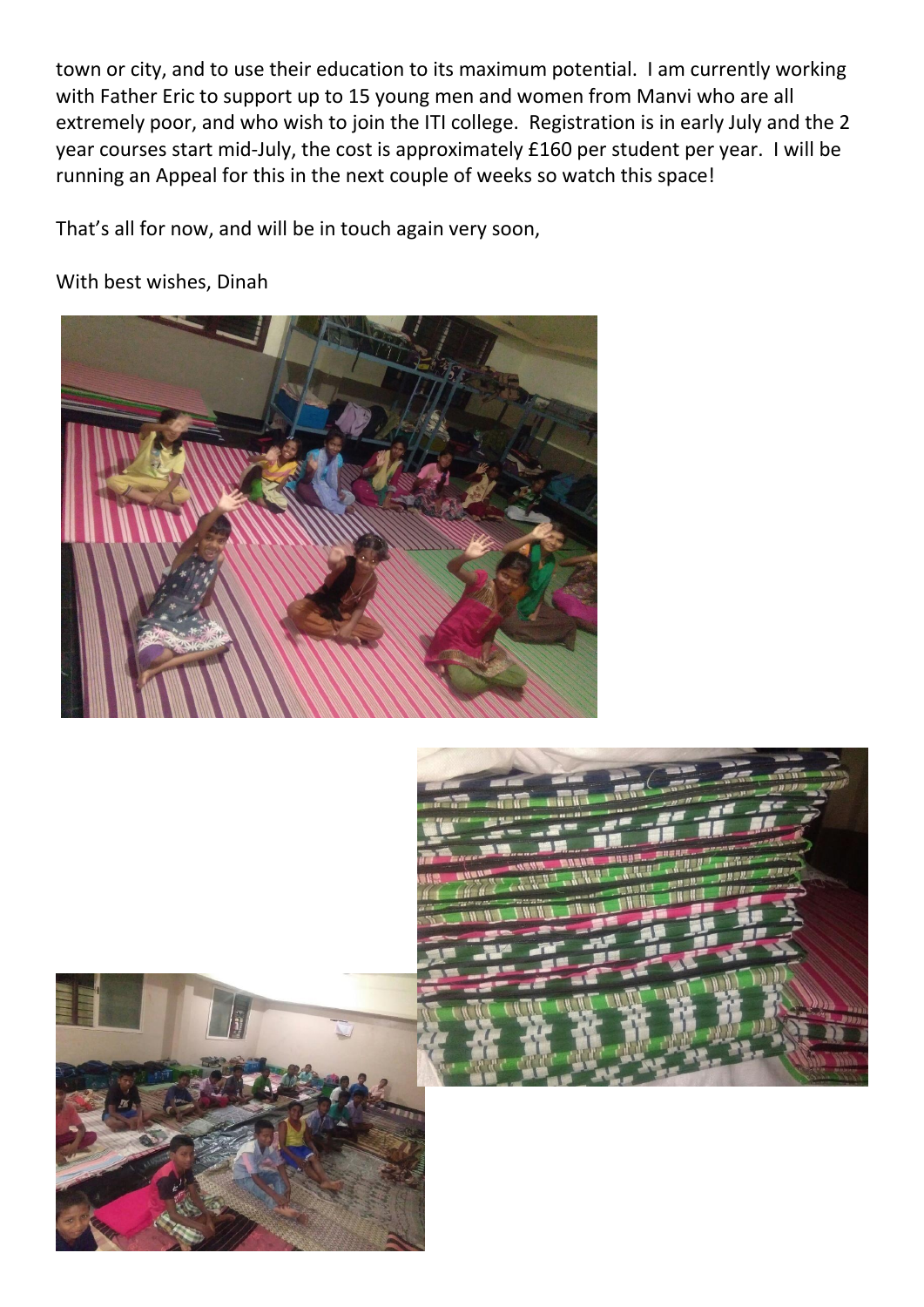town or city, and to use their education to its maximum potential. I am currently working with Father Eric to support up to 15 young men and women from Manvi who are all extremely poor, and who wish to join the ITI college. Registration is in early July and the 2 year courses start mid-July, the cost is approximately £160 per student per year. I will be running an Appeal for this in the next couple of weeks so watch this space!

That's all for now, and will be in touch again very soon,

With best wishes, Dinah